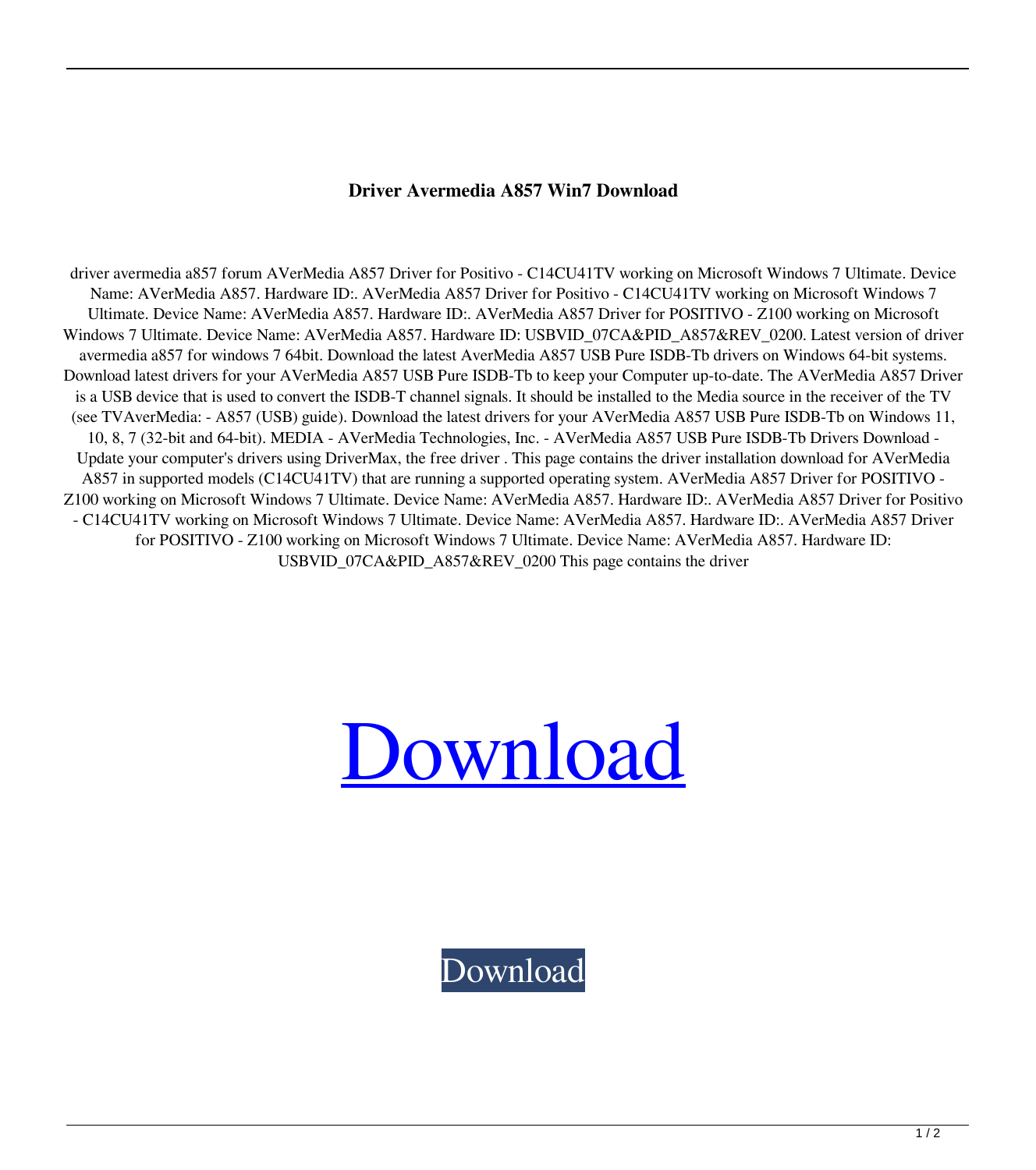**Driver Avermedia A857 Win7 Download**

driver avermedia a857 forum AVerMedia A857 Driver for Positivo - C14CU41TV working on Microsoft Windows 7 Ultimate. Device Name: AVerMedia A857. Hardware ID:. AVerMedia A857 Driver for Positivo - C14CU41TV working on Microsoft Windows 7 Ultimate. Device Name: AVerMedia A857. Hardware ID:. AVerMedia A857 Driver for POSITIVO - Z100 working on Microsoft Windows 7 Ultimate. Device Name: AVerMedia A857. Hardware ID: USBVID_07CA&PID_A857&REV_0200. Latest version of driver avermedia a857 for windows 7 64bit. Download the latest AverMedia A857 USB Pure ISDB-Tb drivers on Windows 64-bit systems. Download latest drivers for your AVerMedia A857 USB Pure ISDB-Tb to keep your Computer up-to-date. The AVerMedia A857 Driver is a USB device that is used to convert the ISDB-T channel signals. It should be installed to the Media source in the receiver of the TV (see TVAverMedia: - A857 (USB) guide). Download the latest drivers for your AVerMedia A857 USB Pure ISDB-Tb on Windows 11, 10, 8, 7 (32-bit and 64-bit). MEDIA - AVerMedia Technologies, Inc. - AVerMedia A857 USB Pure ISDB-Tb Drivers Download - Update your computer's drivers using DriverMax, the free driver . This page contains the driver installation download for AVerMedia A857 in supported models (C14CU41TV) that are running a supported operating system. AVerMedia A857 Driver for POSITIVO - Z100 working on Microsoft Windows 7 Ultimate. Device Name: AVerMedia A857. Hardware ID:. AVerMedia A857 Driver for Positivo - C14CU41TV working on Microsoft Windows 7 Ultimate. Device Name: AVerMedia A857. Hardware ID:. AVerMedia A857 Driver for POSITIVO - Z100 working on Microsoft Windows 7 Ultimate. Device Name: AVerMedia A857. Hardware ID: USBVID_07CA&PID_A857&REV_0200 This page contains the driver

Download

Download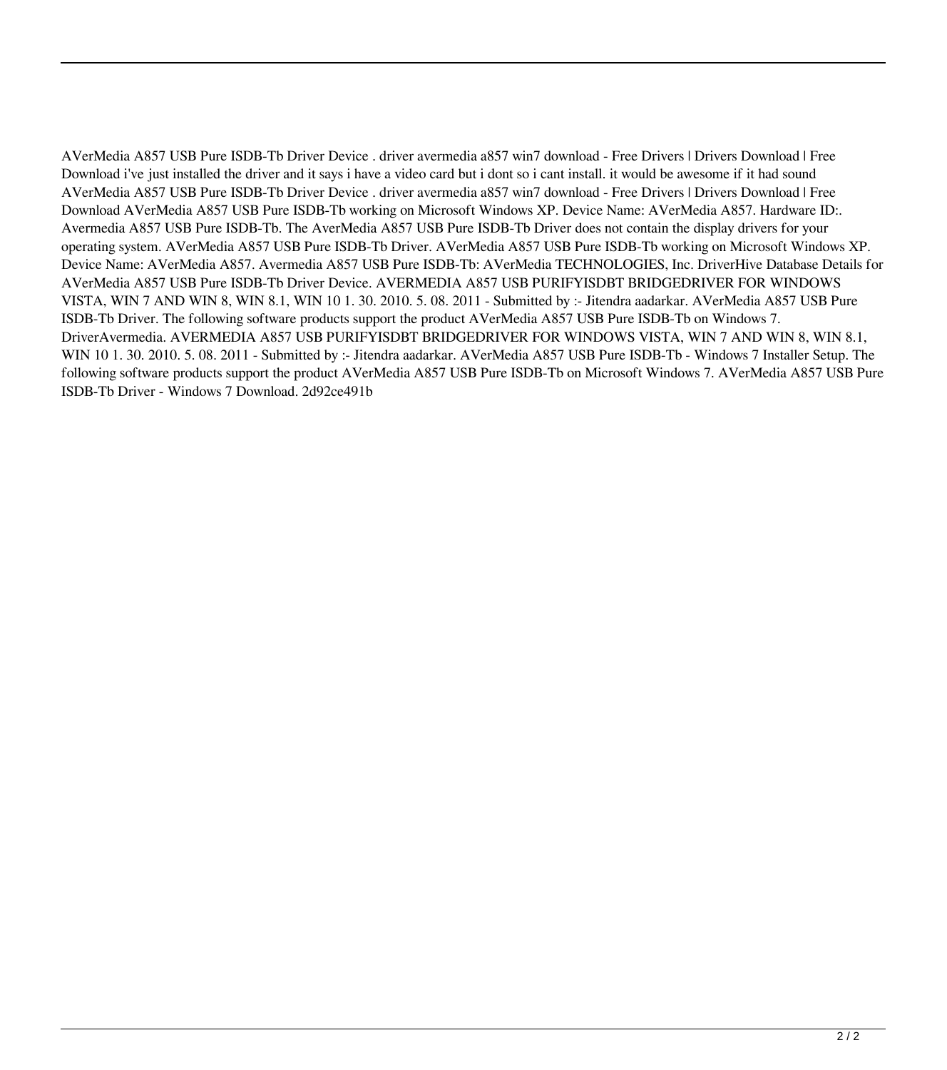AVerMedia A857 USB Pure ISDB-Tb Driver Device . driver avermedia a857 win7 download - Free Drivers | Drivers Download | Free Download i've just installed the driver and it says i have a video card but i dont so i cant install. it would be awesome if it had sound AVerMedia A857 USB Pure ISDB-Tb Driver Device . driver avermedia a857 win7 download - Free Drivers | Drivers Download | Free Download AVerMedia A857 USB Pure ISDB-Tb working on Microsoft Windows XP. Device Name: AVerMedia A857. Hardware ID:. Avermedia A857 USB Pure ISDB-Tb. The AverMedia A857 USB Pure ISDB-Tb Driver does not contain the display drivers for your operating system. AVerMedia A857 USB Pure ISDB-Tb Driver. AVerMedia A857 USB Pure ISDB-Tb working on Microsoft Windows XP. Device Name: AVerMedia A857. Avermedia A857 USB Pure ISDB-Tb: AVerMedia TECHNOLOGIES, Inc. DriverHive Database Details for AVerMedia A857 USB Pure ISDB-Tb Driver Device. AVERMEDIA A857 USB PURIFYISDBT BRIDGEDRIVER FOR WINDOWS VISTA, WIN 7 AND WIN 8, WIN 8.1, WIN 10 1. 30. 2010. 5. 08. 2011 - Submitted by :- Jitendra aadarkar. AVerMedia A857 USB Pure ISDB-Tb Driver. The following software products support the product AVerMedia A857 USB Pure ISDB-Tb on Windows 7. DriverAvermedia. AVERMEDIA A857 USB PURIFYISDBT BRIDGEDRIVER FOR WINDOWS VISTA, WIN 7 AND WIN 8, WIN 8.1, WIN 10 1. 30. 2010. 5. 08. 2011 - Submitted by :- Jitendra aadarkar. AVerMedia A857 USB Pure ISDB-Tb - Windows 7 Installer Setup. The following software products support the product AVerMedia A857 USB Pure ISDB-Tb on Microsoft Windows 7. AVerMedia A857 USB Pure ISDB-Tb Driver - Windows 7 Download. 2d92ce491b